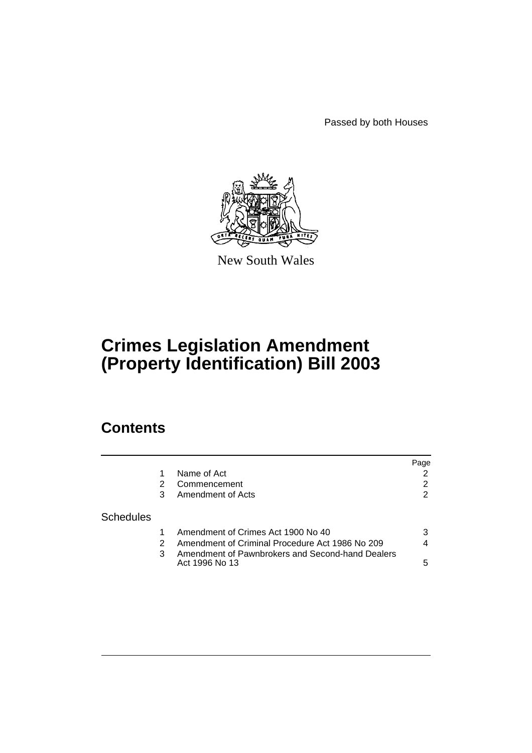Passed by both Houses

New South Wales

# Crimes Legislation Amendment (Property Identification) Bill 2003

## Contents

| | | | Page |
|---|---|---|---|
| | 1 | Name of Act | 2 |
| | 2 | Commencement | 2 |
| | 3 | Amendment of Acts | 2 |
| Schedules | | | |
| | 1 | Amendment of Crimes Act 1900 No 40 | 3 |
| | 2 | Amendment of Criminal Procedure Act 1986 No 209 | 4 |
| | 3 | Amendment of Pawnbrokers and Second-hand Dealers Act 1996 No 13 | 5 |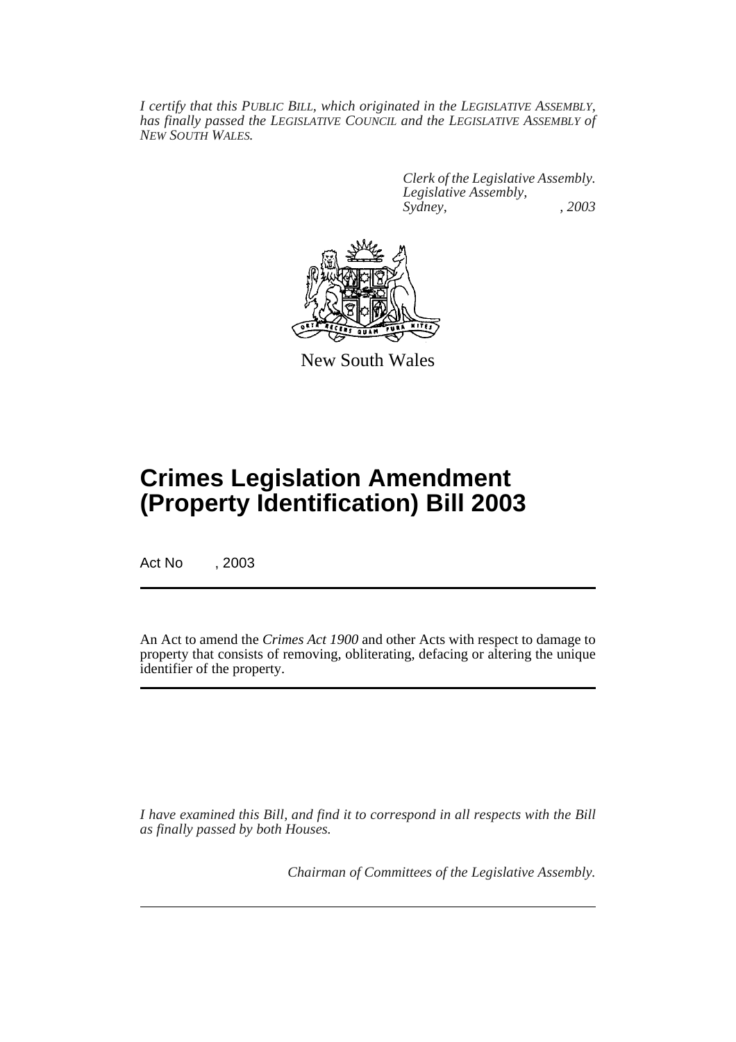*I certify that this PUBLIC BILL, which originated in the LEGISLATIVE ASSEMBLY, has finally passed the LEGISLATIVE COUNCIL and the LEGISLATIVE ASSEMBLY of NEW SOUTH WALES.*

*Clerk of the Legislative Assembly.*
*Legislative Assembly,*
*Sydney, , 2003*

New South Wales

# Crimes Legislation Amendment (Property Identification) Bill 2003

Act No , 2003

An Act to amend the *Crimes Act 1900* and other Acts with respect to damage to property that consists of removing, obliterating, defacing or altering the unique identifier of the property.

*I have examined this Bill, and find it to correspond in all respects with the Bill as finally passed by both Houses.*

*Chairman of Committees of the Legislative Assembly.*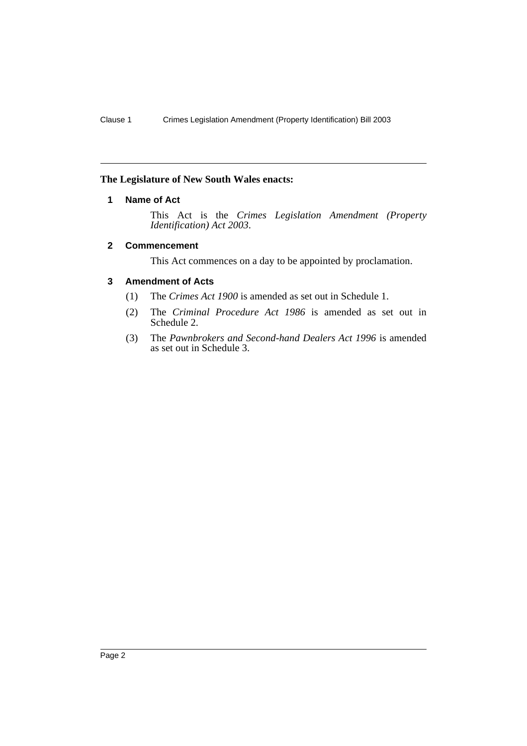**The Legislature of New South Wales enacts:**

## 1 Name of Act

This Act is the *Crimes Legislation Amendment (Property Identification) Act 2003*.

## 2 Commencement

This Act commences on a day to be appointed by proclamation.

## 3 Amendment of Acts

(1) The *Crimes Act 1900* is amended as set out in Schedule 1.

(2) The *Criminal Procedure Act 1986* is amended as set out in Schedule 2.

(3) The *Pawnbrokers and Second-hand Dealers Act 1996* is amended as set out in Schedule 3.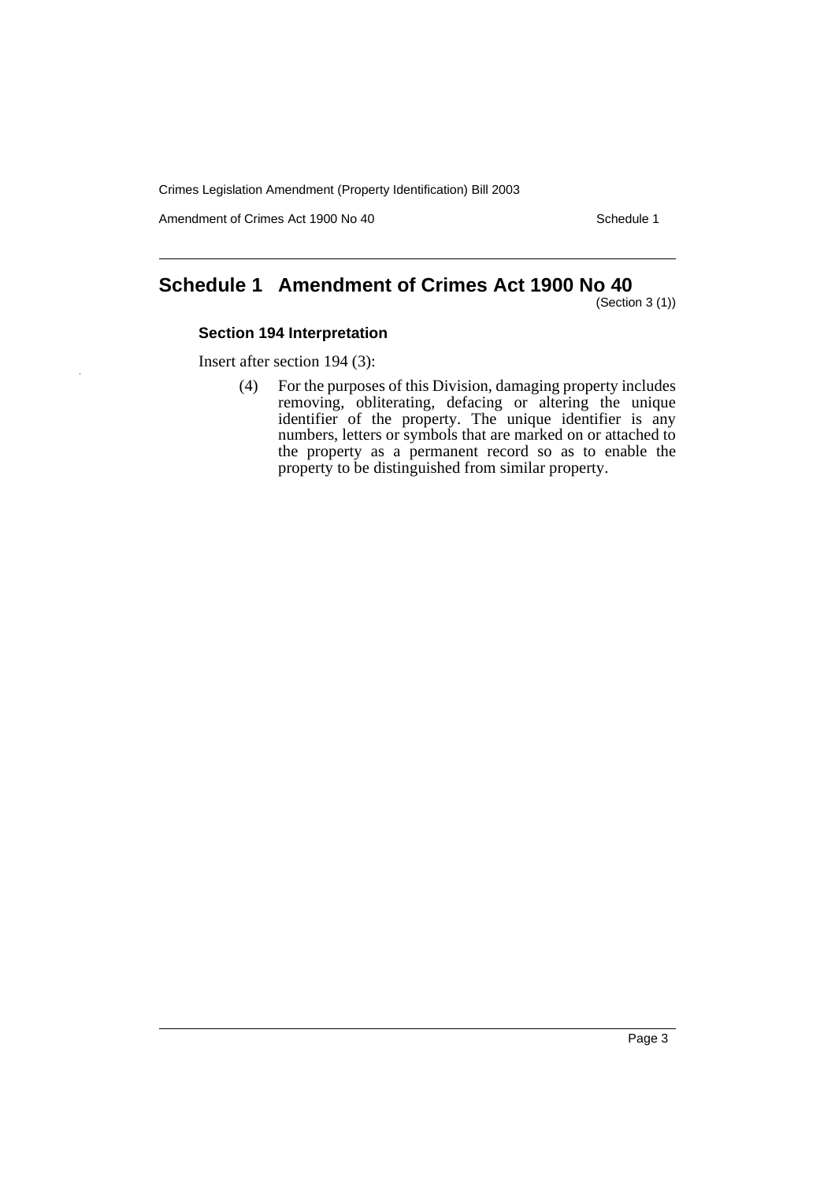## Schedule 1 Amendment of Crimes Act 1900 No 40

(Section 3 (1))

### Section 194 Interpretation

Insert after section 194 (3):

(4) For the purposes of this Division, damaging property includes removing, obliterating, defacing or altering the unique identifier of the property. The unique identifier is any numbers, letters or symbols that are marked on or attached to the property as a permanent record so as to enable the property to be distinguished from similar property.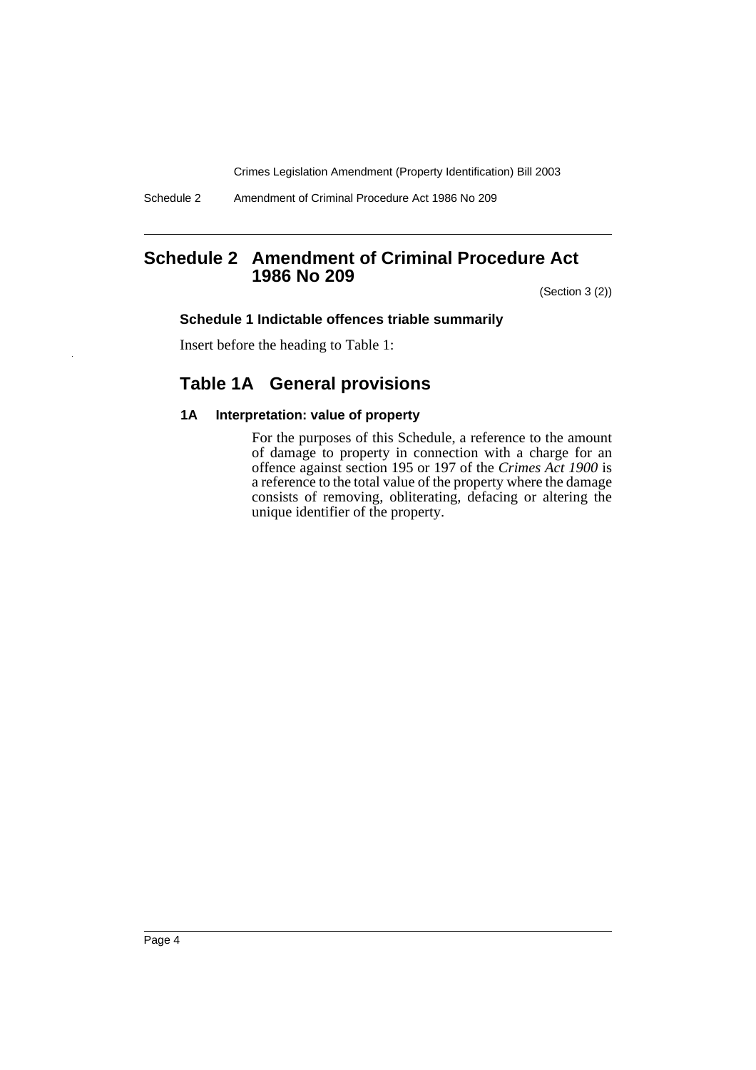## Schedule 2 Amendment of Criminal Procedure Act 1986 No 209

(Section 3 (2))

#### Schedule 1 Indictable offences triable summarily

Insert before the heading to Table 1:

### Table 1A General provisions

#### 1A Interpretation: value of property

For the purposes of this Schedule, a reference to the amount of damage to property in connection with a charge for an offence against section 195 or 197 of the *Crimes Act 1900* is a reference to the total value of the property where the damage consists of removing, obliterating, defacing or altering the unique identifier of the property.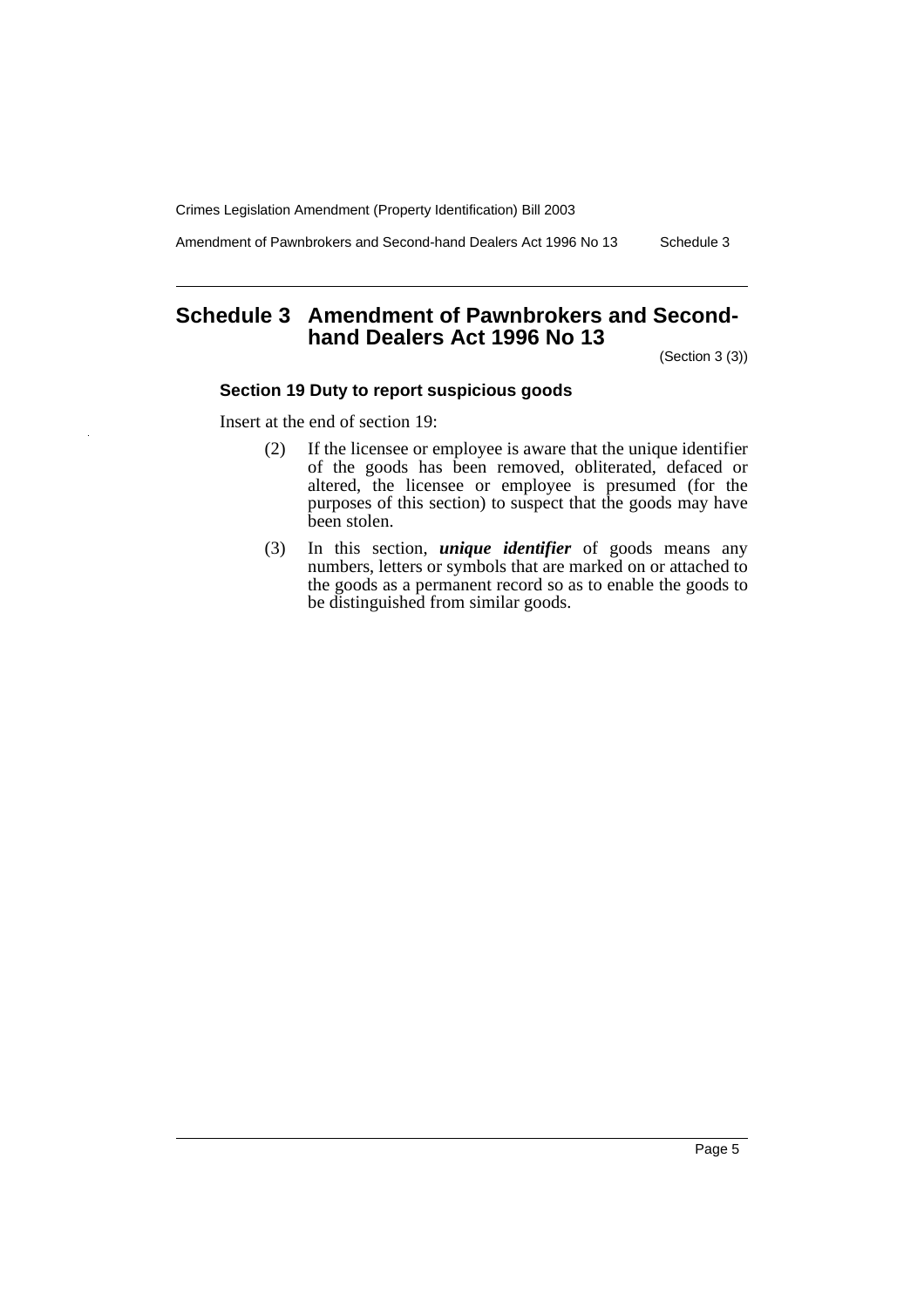## Schedule 3 Amendment of Pawnbrokers and Second-hand Dealers Act 1996 No 13

(Section 3 (3))

### Section 19 Duty to report suspicious goods

Insert at the end of section 19:

(2) If the licensee or employee is aware that the unique identifier of the goods has been removed, obliterated, defaced or altered, the licensee or employee is presumed (for the purposes of this section) to suspect that the goods may have been stolen.

(3) In this section, ***unique identifier*** of goods means any numbers, letters or symbols that are marked on or attached to the goods as a permanent record so as to enable the goods to be distinguished from similar goods.